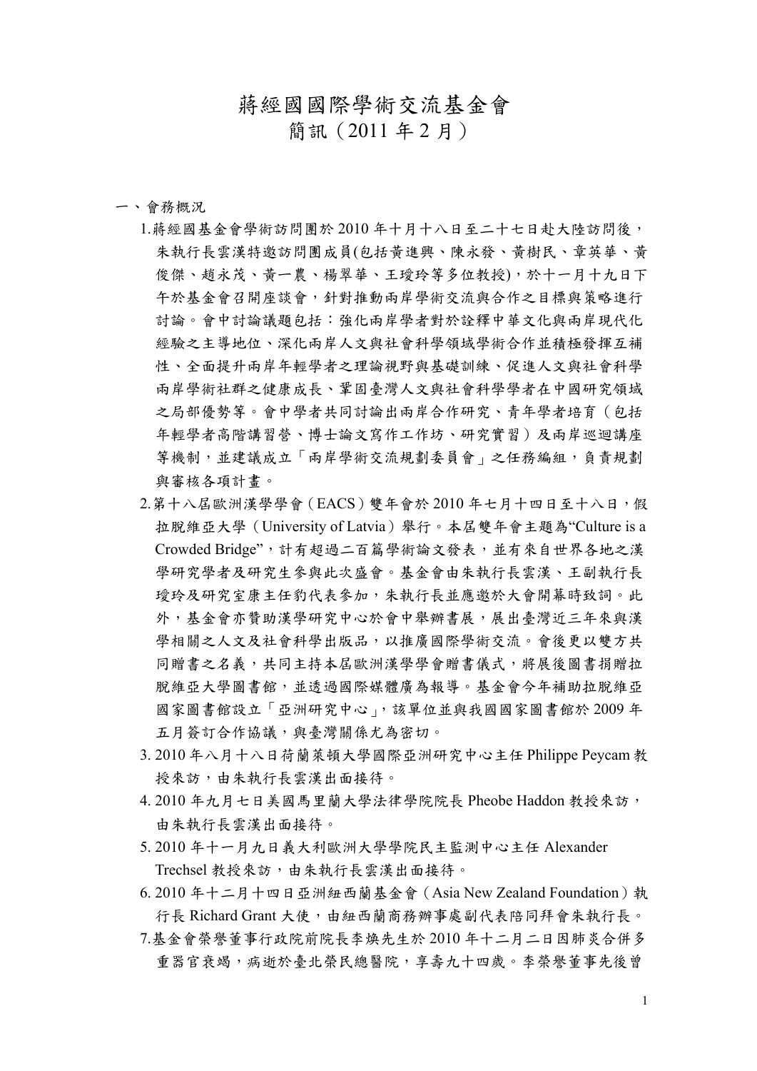# 蔣經國國際學術交流基金會
## 簡訊（2011 年 2 月）

一、會務概況

1. 蔣經國基金會學術訪問團於 2010 年十月十八日至二十七日赴大陸訪問後，朱執行長雲漢特邀訪問團成員(包括黃進興、陳永發、黃樹民、章英華、黃俊傑、趙永茂、黃一農、楊翠華、王瓊玲等多位教授)，於十一月十九日下午於基金會召開座談會，針對推動兩岸學術交流與合作之目標與策略進行討論。會中討論議題包括：強化兩岸學者對於詮釋中華文化與兩岸現代化經驗之主導地位、深化兩岸人文與社會科學領域學術合作並積極發揮互補性、全面提升兩岸年輕學者之理論視野與基礎訓練、促進人文與社會科學兩岸學術社群之健康成長、鞏固臺灣人文與社會科學學者在中國研究領域之局部優勢等。會中學者共同討論出兩岸合作研究、青年學者培育（包括年輕學者高階講習營、博士論文寫作工作坊、研究實習）及兩岸巡迴講座等機制，並建議成立「兩岸學術交流規劃委員會」之任務編組，負責規劃與審核各項計畫。
2. 第十八屆歐洲漢學學會（EACS）雙年會於 2010 年七月十四日至十八日，假拉脫維亞大學（University of Latvia）舉行。本屆雙年會主題為"Culture is a Crowded Bridge"，計有超過二百篇學術論文發表，並有來自世界各地之漢學研究學者及研究生參與此次盛會。基金會由朱執行長雲漢、王副執行長瓊玲及研究室康主任豹代表參加，朱執行長並應邀於大會開幕時致詞。此外，基金會亦贊助漢學研究中心於會中舉辦書展，展出臺灣近三年來與漢學相關之人文及社會科學出版品，以推廣國際學術交流。會後更以雙方共同贈書之名義，共同主持本屆歐洲漢學學會贈書儀式，將展後圖書捐贈拉脫維亞大學圖書館，並透過國際媒體廣為報導。基金會今年補助拉脫維亞國家圖書館設立「亞洲研究中心」，該單位並與我國國家圖書館於 2009 年五月簽訂合作協議，與臺灣關係尤為密切。
3. 2010 年八月十八日荷蘭萊頓大學國際亞洲研究中心主任 Philippe Peycam 教授來訪，由朱執行長雲漢出面接待。
4. 2010 年九月七日美國馬里蘭大學法律學院院長 Pheobe Haddon 教授來訪，由朱執行長雲漢出面接待。
5. 2010 年十一月九日義大利歐洲大學學院民主監測中心主任 Alexander Trechsel 教授來訪，由朱執行長雲漢出面接待。
6. 2010 年十二月十四日亞洲紐西蘭基金會（Asia New Zealand Foundation）執行長 Richard Grant 大使，由紐西蘭商務辦事處副代表陪同拜會朱執行長。
7. 基金會榮譽董事行政院前院長李煥先生於 2010 年十二月二日因肺炎合併多重器官衰竭，病逝於臺北榮民總醫院，享壽九十四歲。李榮譽董事先後曾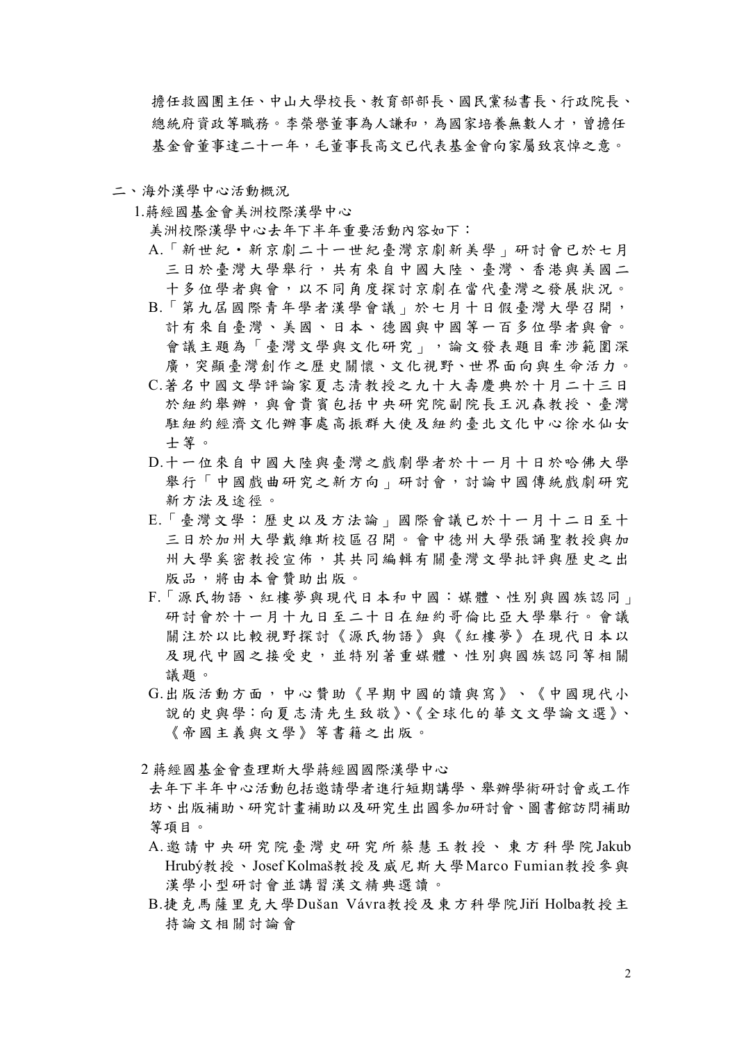擔任救國團主任、中山大學校長、教育部部長、國民黨秘書長、行政院長、總統府資政等職務。李榮譽董事為人謙和，為國家培養無數人才，曾擔任基金會董事達二十一年，毛董事長高文已代表基金會向家屬致哀悼之意。

## 二、海外漢學中心活動概況

### 1.蔣經國基金會美洲校際漢學中心

美洲校際漢學中心去年下半年重要活動內容如下：

A.「新世紀・新京劇二十一世紀臺灣京劇新美學」研討會已於七月三日於臺灣大學舉行，共有來自中國大陸、臺灣、香港與美國二十多位學者與會，以不同角度探討京劇在當代臺灣之發展狀況。

B.「第九屆國際青年學者漢學會議」於七月十日假臺灣大學召開，計有來自臺灣、美國、日本、德國與中國等一百多位學者與會。會議主題為「臺灣文學與文化研究」，論文發表題目牽涉範圍深廣，突顯臺灣創作之歷史關懷、文化視野、世界面向與生命活力。

C.著名中國文學評論家夏志清教授之九十大壽慶典於十月二十三日於紐約舉辦，與會貴賓包括中央研究院副院長王汎森教授、臺灣駐紐約經濟文化辦事處高振群大使及紐約臺北文化中心徐水仙女士等。

D.十一位來自中國大陸與臺灣之戲劇學者於十一月十日於哈佛大學舉行「中國戲曲研究之新方向」研討會，討論中國傳統戲劇研究新方法及途徑。

E.「臺灣文學：歷史以及方法論」國際會議已於十一月十二日至十三日於加州大學戴維斯校區召開。會中德州大學張誦聖教授與加州大學奚密教授宣佈，其共同編輯有關臺灣文學批評與歷史之出版品，將由本會贊助出版。

F.「源氏物語、紅樓夢與現代日本和中國：媒體、性別與國族認同」研討會於十一月十九日至二十日在紐約哥倫比亞大學舉行。會議關注於以比較視野探討《源氏物語》與《紅樓夢》在現代日本以及現代中國之接受史，並特別著重媒體、性別與國族認同等相關議題。

G.出版活動方面，中心贊助《早期中國的讀與寫》、《中國現代小說的史與學：向夏志清先生致敬》、《全球化的華文文學論文選》、《帝國主義與文學》等書籍之出版。

### 2 蔣經國基金會查理斯大學蔣經國國際漢學中心

去年下半年中心活動包括邀請學者進行短期講學、舉辦學術研討會或工作坊、出版補助、研究計畫補助以及研究生出國參加研討會、圖書館訪問補助等項目。

A.邀請中央研究院臺灣史研究所蔡慧玉教授、東方科學院Jakub Hrubý教授、Josef Kolmaš教授及威尼斯大學Marco Fumian教授參與漢學小型研討會並講習漢文精典選讀。

B.捷克馬薩里克大學Dušan Vávra教授及東方科學院Jiří Holba教授主持論文相關討論會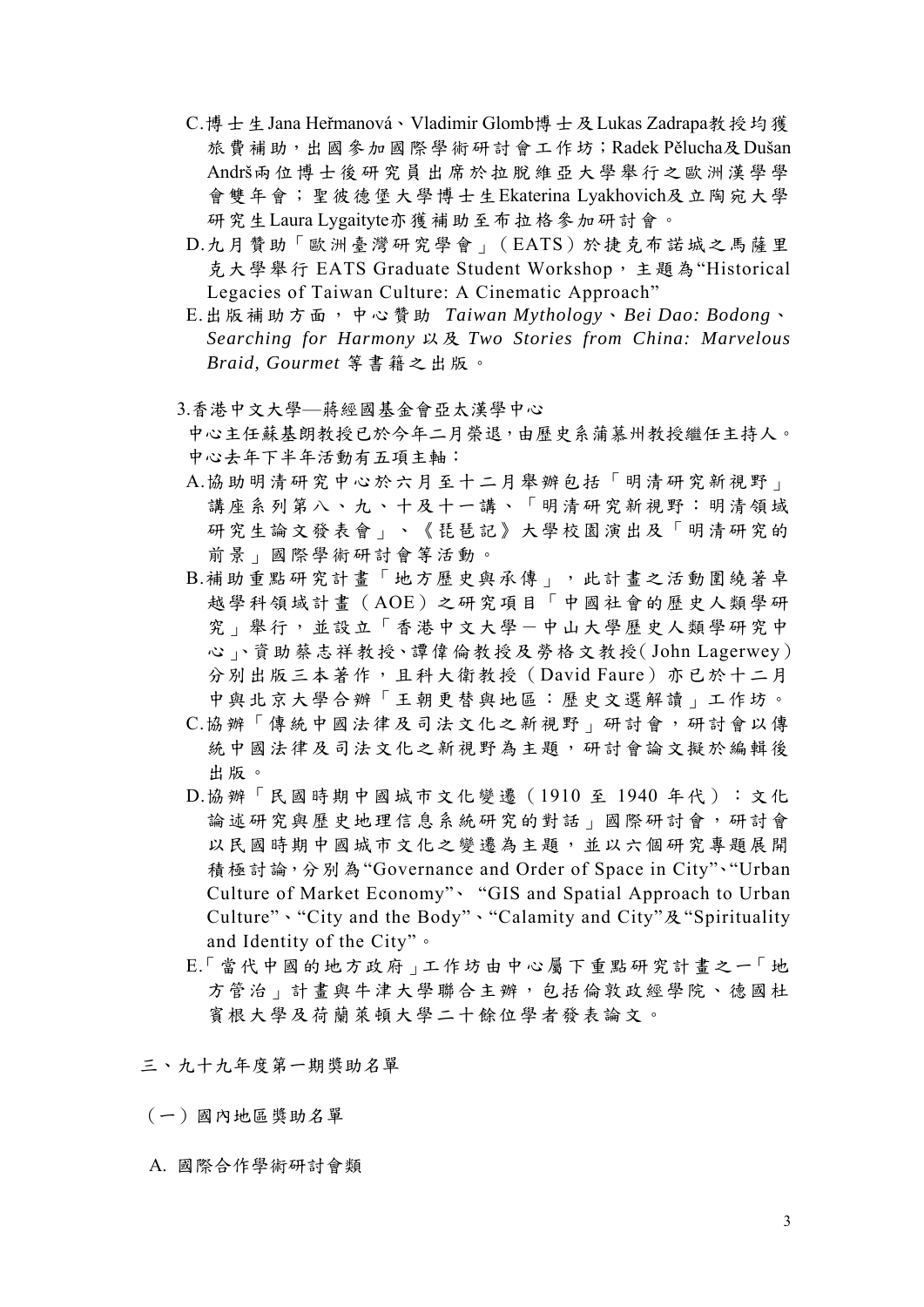C.博士生Jana Heřmanová、Vladimir Glomb博士及Lukas Zadrapa教授均獲旅費補助，出國參加國際學術研討會工作坊；Radek Pělucha及Dušan Andrš兩位博士後研究員出席於拉脫維亞大學舉行之歐洲漢學學會雙年會；聖彼德堡大學博士生Ekaterina Lyakhovich及立陶宛大學研究生Laura Lygaityte亦獲補助至布拉格參加研討會。

D.九月贊助「歐洲臺灣研究學會」（EATS）於捷克布諾城之馬薩里克大學舉行 EATS Graduate Student Workshop，主題為“Historical Legacies of Taiwan Culture: A Cinematic Approach”

E.出版補助方面，中心贊助 *Taiwan Mythology*、*Bei Dao: Bodong*、*Searching for Harmony* 以及 *Two Stories from China: Marvelous Braid, Gourmet* 等書籍之出版。

3.香港中文大學—蔣經國基金會亞太漢學中心

中心主任蘇基朗教授已於今年二月榮退，由歷史系蒲慕州教授繼任主持人。中心去年下半年活動有五項主軸：

A.協助明清研究中心於六月至十二月舉辦包括「明清研究新視野」講座系列第八、九、十及十一講、「明清研究新視野：明清領域研究生論文發表會」、《琵琶記》大學校園演出及「明清研究的前景」國際學術研討會等活動。

B.補助重點研究計畫「地方歷史與承傳」，此計畫之活動圍繞著卓越學科領域計畫（AOE）之研究項目「中國社會的歷史人類學研究」舉行，並設立「香港中文大學－中山大學歷史人類學研究中心」、資助蔡志祥教授、譚偉倫教授及勞格文教授（John Lagerwey）分別出版三本著作，且科大衛教授（David Faure）亦已於十二月中與北京大學合辦「王朝更替與地區：歷史文選解讀」工作坊。

C.協辦「傳統中國法律及司法文化之新視野」研討會，研討會以傳統中國法律及司法文化之新視野為主題，研討會論文擬於編輯後出版。

D.協辦「民國時期中國城市文化變遷（1910 至 1940 年代）：文化論述研究與歷史地理信息系統研究的對話」國際研討會，研討會以民國時期中國城市文化之變遷為主題，並以六個研究專題展開積極討論，分別為“Governance and Order of Space in City”、“Urban Culture of Market Economy”、 “GIS and Spatial Approach to Urban Culture”、“City and the Body”、“Calamity and City”及“Spirituality and Identity of the City”。

E.「當代中國的地方政府」工作坊由中心屬下重點研究計畫之一「地方管治」計畫與牛津大學聯合主辦，包括倫敦政經學院、德國杜賓根大學及荷蘭萊頓大學二十餘位學者發表論文。

## 三、九十九年度第一期獎助名單

### （一）國內地區獎助名單

A. 國際合作學術研討會類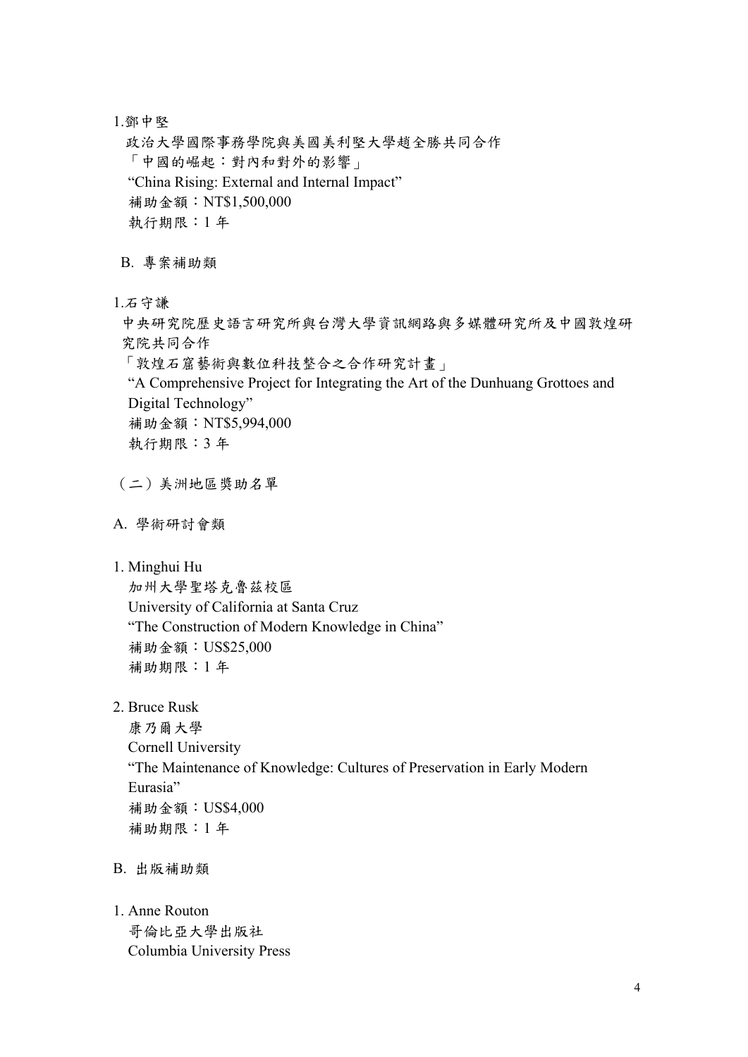1.鄧中堅

政治大學國際事務學院與美國美利堅大學趙全勝共同合作

「中國的崛起：對內和對外的影響」

"China Rising: External and Internal Impact"

補助金額：NT$1,500,000

執行期限：1 年

B. 專案補助類

1.石守謙

中央研究院歷史語言研究所與台灣大學資訊網路與多媒體研究所及中國敦煌研究院共同合作

「敦煌石窟藝術與數位科技整合之合作研究計畫」

"A Comprehensive Project for Integrating the Art of the Dunhuang Grottoes and Digital Technology"

補助金額：NT$5,994,000

執行期限：3 年

（二）美洲地區獎助名單

A. 學術研討會類

1. Minghui Hu

加州大學聖塔克魯茲校區

University of California at Santa Cruz

"The Construction of Modern Knowledge in China"

補助金額：US$25,000

補助期限：1 年

2. Bruce Rusk

康乃爾大學

Cornell University

"The Maintenance of Knowledge: Cultures of Preservation in Early Modern Eurasia"

補助金額：US$4,000

補助期限：1 年

B. 出版補助類

1. Anne Routon

哥倫比亞大學出版社

Columbia University Press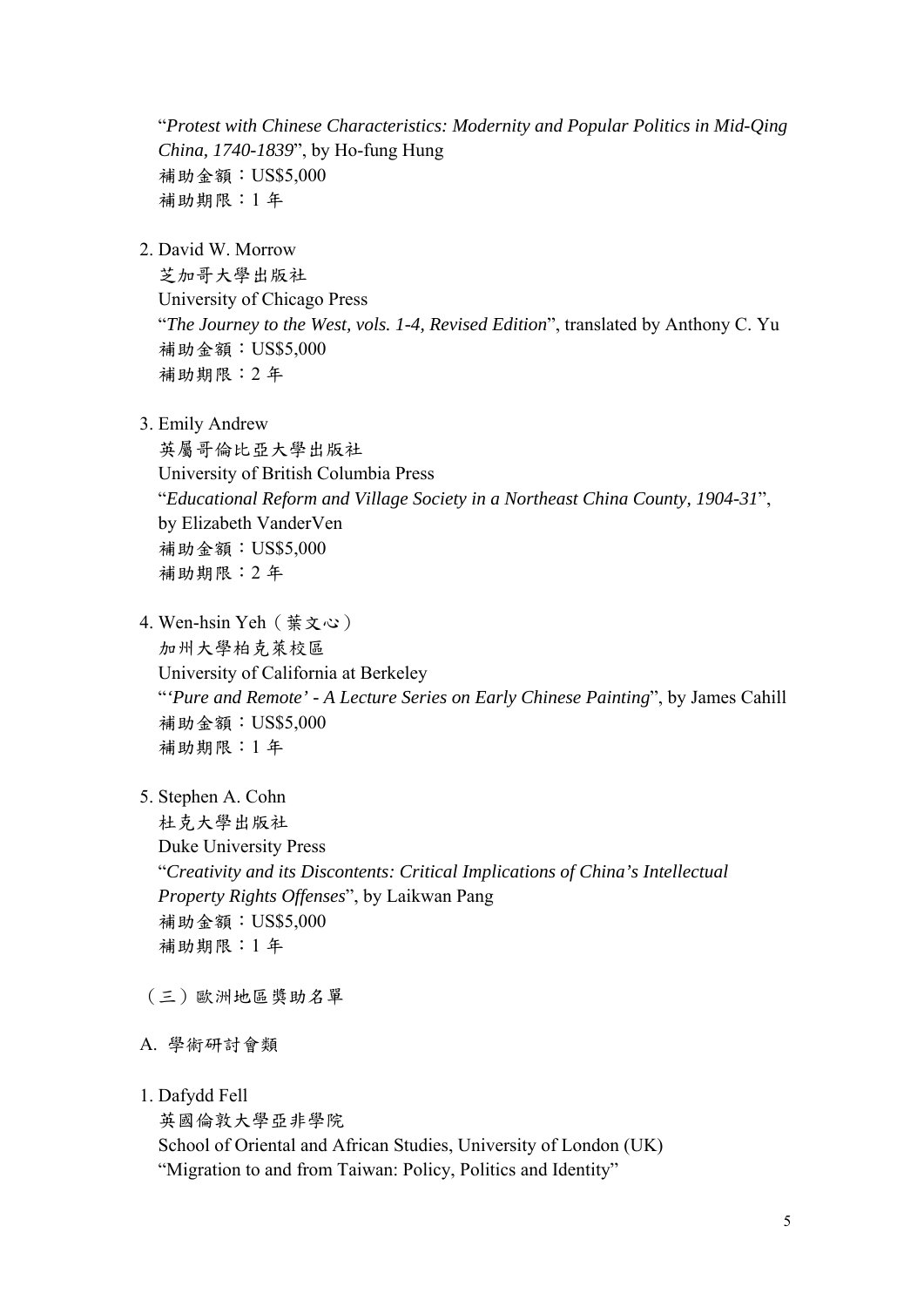"*Protest with Chinese Characteristics: Modernity and Popular Politics in Mid-Qing China, 1740-1839*", by Ho-fung Hung
補助金額：US$5,000
補助期限：1 年

2. David W. Morrow
   芝加哥大學出版社
   University of Chicago Press
   "*The Journey to the West, vols. 1-4, Revised Edition*", translated by Anthony C. Yu
   補助金額：US$5,000
   補助期限：2 年

3. Emily Andrew
   英屬哥倫比亞大學出版社
   University of British Columbia Press
   "*Educational Reform and Village Society in a Northeast China County, 1904-31*", by Elizabeth VanderVen
   補助金額：US$5,000
   補助期限：2 年

4. Wen-hsin Yeh（葉文心）
   加州大學柏克萊校區
   University of California at Berkeley
   "*'Pure and Remote' - A Lecture Series on Early Chinese Painting*", by James Cahill
   補助金額：US$5,000
   補助期限：1 年

5. Stephen A. Cohn
   杜克大學出版社
   Duke University Press
   "*Creativity and its Discontents: Critical Implications of China's Intellectual Property Rights Offenses*", by Laikwan Pang
   補助金額：US$5,000
   補助期限：1 年

（三）歐洲地區獎助名單

A. 學術研討會類

1. Dafydd Fell
   英國倫敦大學亞非學院
   School of Oriental and African Studies, University of London (UK)
   "Migration to and from Taiwan: Policy, Politics and Identity"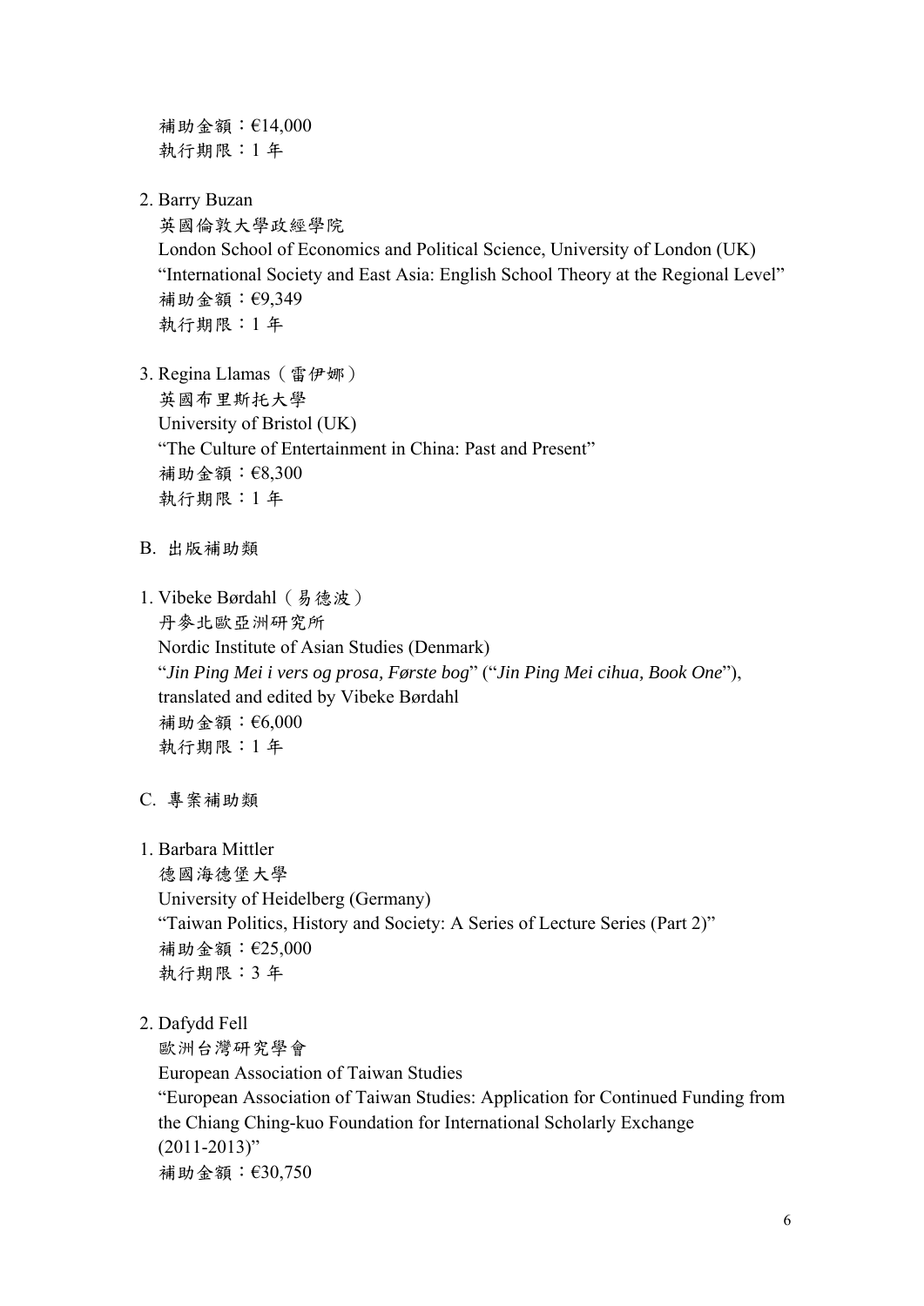補助金額：€14,000
執行期限：1 年

2. Barry Buzan
   英國倫敦大學政經學院
   London School of Economics and Political Science, University of London (UK)
   "International Society and East Asia: English School Theory at the Regional Level"
   補助金額：€9,349
   執行期限：1 年

3. Regina Llamas（雷伊娜）
   英國布里斯托大學
   University of Bristol (UK)
   "The Culture of Entertainment in China: Past and Present"
   補助金額：€8,300
   執行期限：1 年

B. 出版補助類

1. Vibeke Børdahl（易德波）
   丹麥北歐亞洲研究所
   Nordic Institute of Asian Studies (Denmark)
   "*Jin Ping Mei i vers og prosa, Første bog*" ("*Jin Ping Mei cihua, Book One*"), translated and edited by Vibeke Børdahl
   補助金額：€6,000
   執行期限：1 年

C. 專案補助類

1. Barbara Mittler
   德國海德堡大學
   University of Heidelberg (Germany)
   "Taiwan Politics, History and Society: A Series of Lecture Series (Part 2)"
   補助金額：€25,000
   執行期限：3 年

2. Dafydd Fell
   歐洲台灣研究學會
   European Association of Taiwan Studies
   "European Association of Taiwan Studies: Application for Continued Funding from the Chiang Ching-kuo Foundation for International Scholarly Exchange (2011-2013)"
   補助金額：€30,750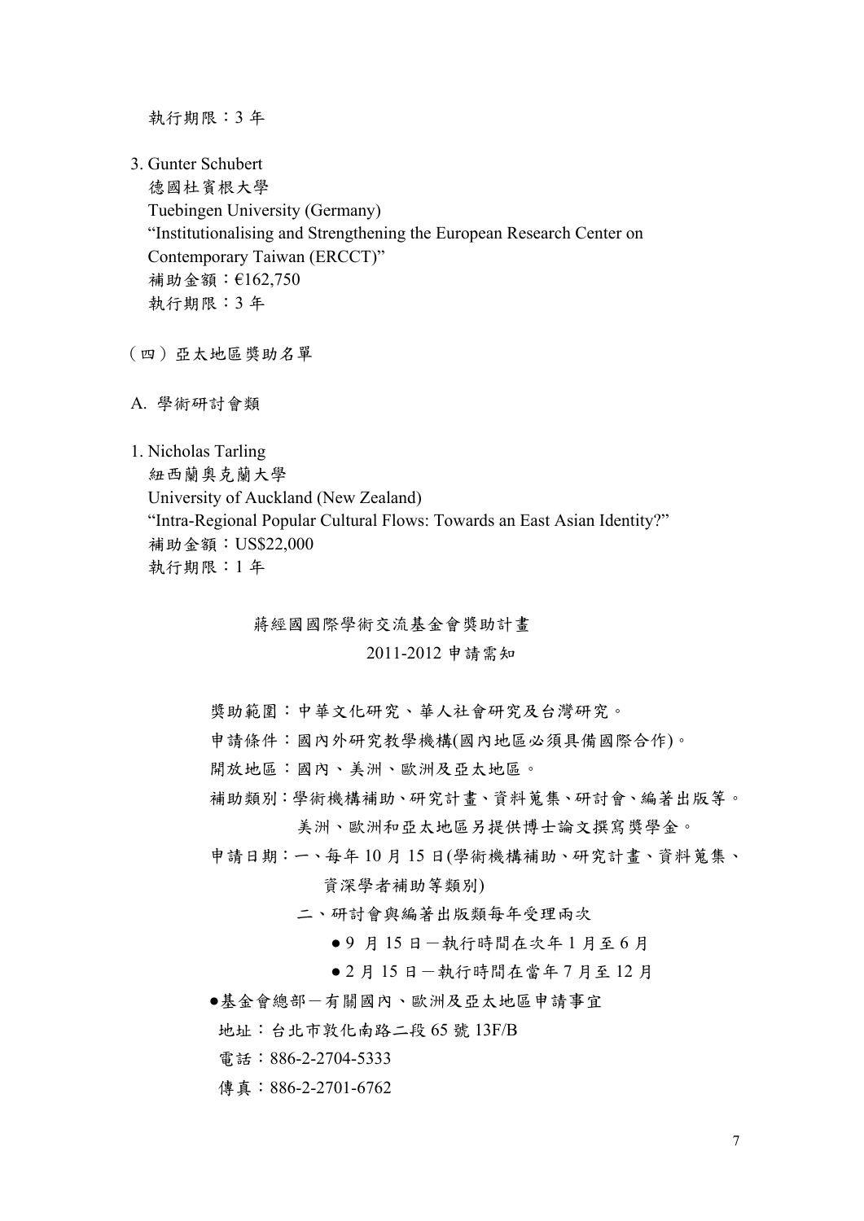執行期限：3 年

3. Gunter Schubert
   德國杜賓根大學
   Tuebingen University (Germany)
   "Institutionalising and Strengthening the European Research Center on Contemporary Taiwan (ERCCT)"
   補助金額：€162,750
   執行期限：3 年

（四）亞太地區獎助名單

A. 學術研討會類

1. Nicholas Tarling
   紐西蘭奧克蘭大學
   University of Auckland (New Zealand)
   "Intra-Regional Popular Cultural Flows: Towards an East Asian Identity?"
   補助金額：US$22,000
   執行期限：1 年

## 蔣經國國際學術交流基金會獎助計畫
## 2011-2012 申請需知

獎助範圍：中華文化研究、華人社會研究及台灣研究。

申請條件：國內外研究教學機構(國內地區必須具備國際合作)。

開放地區：國內、美洲、歐洲及亞太地區。

補助類別：學術機構補助、研究計畫、資料蒐集、研討會、編著出版等。
美洲、歐洲和亞太地區另提供博士論文撰寫獎學金。

申請日期：一、每年 10 月 15 日(學術機構補助、研究計畫、資料蒐集、資深學者補助等類別)

二、研討會與編著出版類每年受理兩次

- 9 月 15 日－執行時間在次年 1 月至 6 月
- 2 月 15 日－執行時間在當年 7 月至 12 月

●基金會總部－有關國內、歐洲及亞太地區申請事宜

地址：台北市敦化南路二段 65 號 13F/B

電話：886-2-2704-5333

傳真：886-2-2701-6762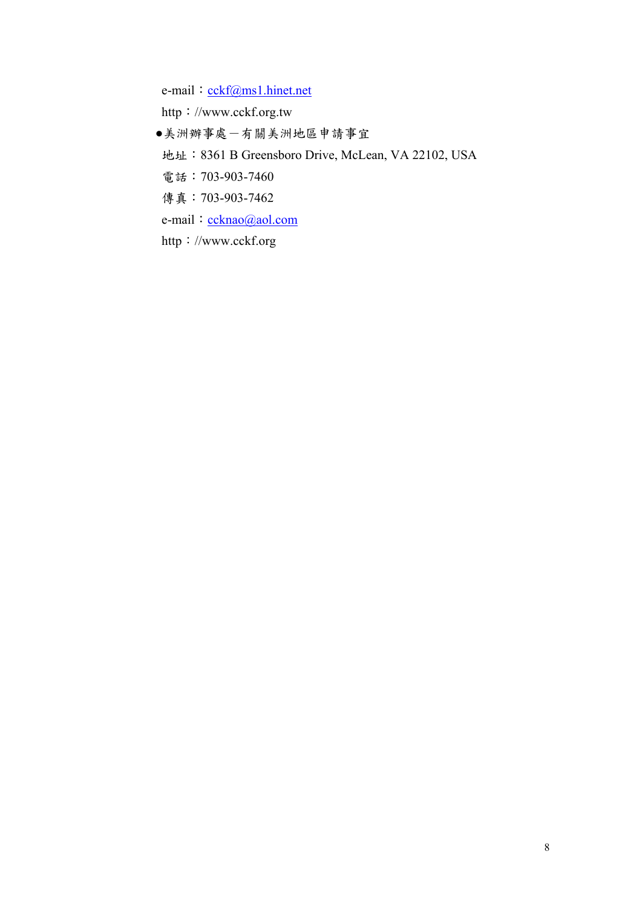e-mail：cckf@ms1.hinet.net

http：//www.cckf.org.tw

●美洲辦事處－有關美洲地區申請事宜

地址：8361 B Greensboro Drive, McLean, VA 22102, USA

電話：703-903-7460

傳真：703-903-7462

e-mail：ccknao@aol.com

http：//www.cckf.org